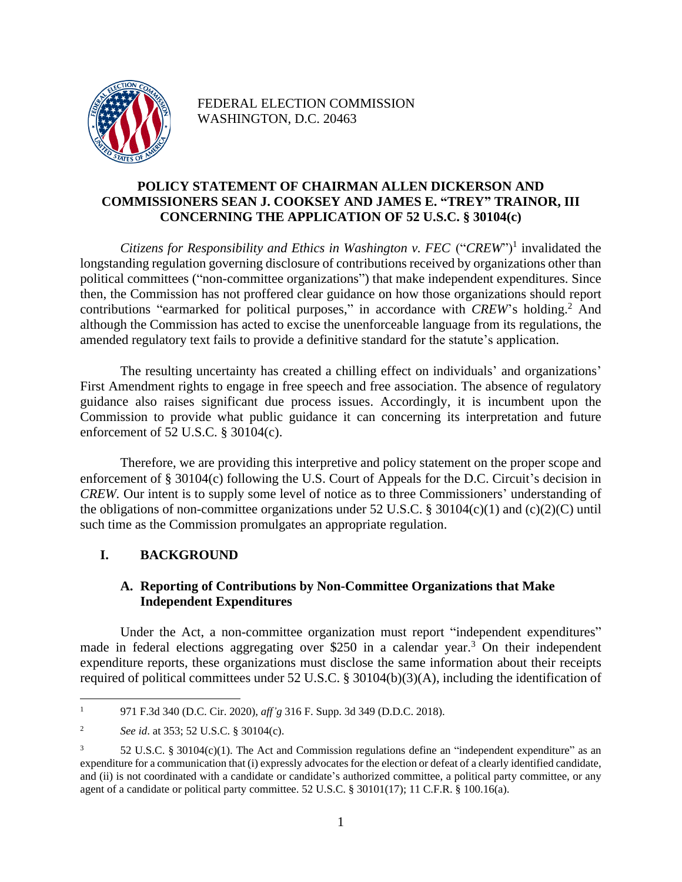FEDERAL ELECTION COMMISSION
WASHINGTON, D.C. 20463

**POLICY STATEMENT OF CHAIRMAN ALLEN DICKERSON AND COMMISSIONERS SEAN J. COOKSEY AND JAMES E. "TREY" TRAINOR, III CONCERNING THE APPLICATION OF 52 U.S.C. § 30104(c)**

*Citizens for Responsibility and Ethics in Washington v. FEC* ("*CREW*")[1] invalidated the longstanding regulation governing disclosure of contributions received by organizations other than political committees ("non-committee organizations") that make independent expenditures. Since then, the Commission has not proffered clear guidance on how those organizations should report contributions "earmarked for political purposes," in accordance with *CREW*'s holding.[2] And although the Commission has acted to excise the unenforceable language from its regulations, the amended regulatory text fails to provide a definitive standard for the statute's application.

The resulting uncertainty has created a chilling effect on individuals' and organizations' First Amendment rights to engage in free speech and free association. The absence of regulatory guidance also raises significant due process issues. Accordingly, it is incumbent upon the Commission to provide what public guidance it can concerning its interpretation and future enforcement of 52 U.S.C. § 30104(c).

Therefore, we are providing this interpretive and policy statement on the proper scope and enforcement of § 30104(c) following the U.S. Court of Appeals for the D.C. Circuit's decision in *CREW*. Our intent is to supply some level of notice as to three Commissioners' understanding of the obligations of non-committee organizations under 52 U.S.C. § 30104(c)(1) and (c)(2)(C) until such time as the Commission promulgates an appropriate regulation.

## I. BACKGROUND

### A. Reporting of Contributions by Non-Committee Organizations that Make Independent Expenditures

Under the Act, a non-committee organization must report "independent expenditures" made in federal elections aggregating over $250 in a calendar year.[3] On their independent expenditure reports, these organizations must disclose the same information about their receipts required of political committees under 52 U.S.C. § 30104(b)(3)(A), including the identification of

---

[1] 971 F.3d 340 (D.C. Cir. 2020), *aff'g* 316 F. Supp. 3d 349 (D.D.C. 2018).

[2] *See id*. at 353; 52 U.S.C. § 30104(c).

[3] 52 U.S.C. § 30104(c)(1). The Act and Commission regulations define an "independent expenditure" as an expenditure for a communication that (i) expressly advocates for the election or defeat of a clearly identified candidate, and (ii) is not coordinated with a candidate or candidate's authorized committee, a political party committee, or any agent of a candidate or political party committee. 52 U.S.C. § 30101(17); 11 C.F.R. § 100.16(a).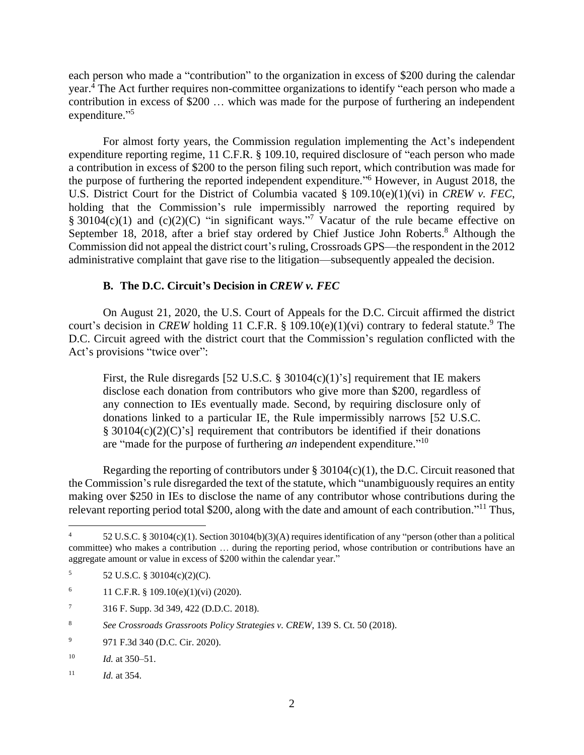each person who made a "contribution" to the organization in excess of $200 during the calendar year.[4] The Act further requires non-committee organizations to identify "each person who made a contribution in excess of $200 … which was made for the purpose of furthering an independent expenditure."[5]

For almost forty years, the Commission regulation implementing the Act's independent expenditure reporting regime, 11 C.F.R. § 109.10, required disclosure of "each person who made a contribution in excess of $200 to the person filing such report, which contribution was made for the purpose of furthering the reported independent expenditure."[6] However, in August 2018, the U.S. District Court for the District of Columbia vacated § 109.10(e)(1)(vi) in *CREW v. FEC*, holding that the Commission's rule impermissibly narrowed the reporting required by § 30104(c)(1) and (c)(2)(C) "in significant ways."[7] Vacatur of the rule became effective on September 18, 2018, after a brief stay ordered by Chief Justice John Roberts.[8] Although the Commission did not appeal the district court's ruling, Crossroads GPS—the respondent in the 2012 administrative complaint that gave rise to the litigation—subsequently appealed the decision.

### B. The D.C. Circuit's Decision in *CREW v. FEC*

On August 21, 2020, the U.S. Court of Appeals for the D.C. Circuit affirmed the district court's decision in *CREW* holding 11 C.F.R. § 109.10(e)(1)(vi) contrary to federal statute.[9] The D.C. Circuit agreed with the district court that the Commission's regulation conflicted with the Act's provisions "twice over":

> First, the Rule disregards [52 U.S.C. § 30104(c)(1)'s] requirement that IE makers disclose each donation from contributors who give more than $200, regardless of any connection to IEs eventually made. Second, by requiring disclosure only of donations linked to a particular IE, the Rule impermissibly narrows [52 U.S.C. § 30104(c)(2)(C)'s] requirement that contributors be identified if their donations are "made for the purpose of furthering *an* independent expenditure."[10]

Regarding the reporting of contributors under § 30104(c)(1), the D.C. Circuit reasoned that the Commission's rule disregarded the text of the statute, which "unambiguously requires an entity making over $250 in IEs to disclose the name of any contributor whose contributions during the relevant reporting period total $200, along with the date and amount of each contribution."[11] Thus,

---

[4] 52 U.S.C. § 30104(c)(1). Section 30104(b)(3)(A) requires identification of any "person (other than a political committee) who makes a contribution … during the reporting period, whose contribution or contributions have an aggregate amount or value in excess of $200 within the calendar year."

[5] 52 U.S.C. § 30104(c)(2)(C).

[6] 11 C.F.R. § 109.10(e)(1)(vi) (2020).

[7] 316 F. Supp. 3d 349, 422 (D.D.C. 2018).

[8] *See Crossroads Grassroots Policy Strategies v. CREW*, 139 S. Ct. 50 (2018).

[9] 971 F.3d 340 (D.C. Cir. 2020).

[10] *Id.* at 350–51.

[11] *Id.* at 354.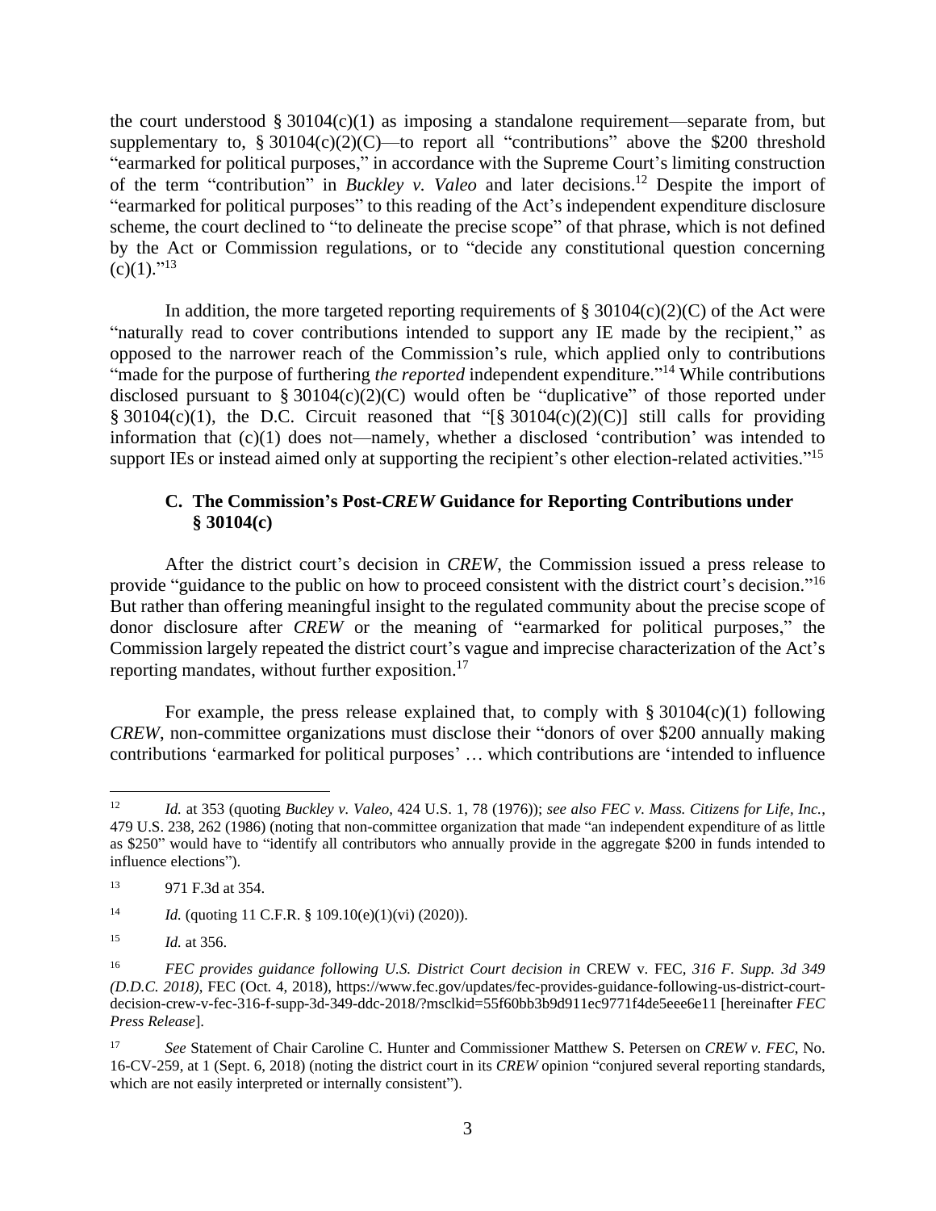the court understood § 30104(c)(1) as imposing a standalone requirement—separate from, but supplementary to, § 30104(c)(2)(C)—to report all "contributions" above the $200 threshold "earmarked for political purposes," in accordance with the Supreme Court's limiting construction of the term "contribution" in *Buckley v. Valeo* and later decisions.[12] Despite the import of "earmarked for political purposes" to this reading of the Act's independent expenditure disclosure scheme, the court declined to "to delineate the precise scope" of that phrase, which is not defined by the Act or Commission regulations, or to "decide any constitutional question concerning (c)(1)."[13]

In addition, the more targeted reporting requirements of § 30104(c)(2)(C) of the Act were "naturally read to cover contributions intended to support any IE made by the recipient," as opposed to the narrower reach of the Commission's rule, which applied only to contributions "made for the purpose of furthering *the reported* independent expenditure."[14] While contributions disclosed pursuant to § 30104(c)(2)(C) would often be "duplicative" of those reported under § 30104(c)(1), the D.C. Circuit reasoned that "[§ 30104(c)(2)(C)] still calls for providing information that (c)(1) does not—namely, whether a disclosed 'contribution' was intended to support IEs or instead aimed only at supporting the recipient's other election-related activities."[15]

### C. The Commission's Post-*CREW* Guidance for Reporting Contributions under § 30104(c)

After the district court's decision in *CREW*, the Commission issued a press release to provide "guidance to the public on how to proceed consistent with the district court's decision."[16] But rather than offering meaningful insight to the regulated community about the precise scope of donor disclosure after *CREW* or the meaning of "earmarked for political purposes," the Commission largely repeated the district court's vague and imprecise characterization of the Act's reporting mandates, without further exposition.[17]

For example, the press release explained that, to comply with § 30104(c)(1) following *CREW*, non-committee organizations must disclose their "donors of over $200 annually making contributions 'earmarked for political purposes' … which contributions are 'intended to influence

---

[12] *Id.* at 353 (quoting *Buckley v. Valeo*, 424 U.S. 1, 78 (1976)); *see also FEC v. Mass. Citizens for Life, Inc.*, 479 U.S. 238, 262 (1986) (noting that non-committee organization that made "an independent expenditure of as little as $250" would have to "identify all contributors who annually provide in the aggregate $200 in funds intended to influence elections").

[13] 971 F.3d at 354.

[14] *Id.* (quoting 11 C.F.R. § 109.10(e)(1)(vi) (2020)).

[15] *Id.* at 356.

[16] *FEC provides guidance following U.S. District Court decision in* CREW v. FEC, *316 F. Supp. 3d 349 (D.D.C. 2018)*, FEC (Oct. 4, 2018), https://www.fec.gov/updates/fec-provides-guidance-following-us-district-court-decision-crew-v-fec-316-f-supp-3d-349-ddc-2018/?msclkid=55f60bb3b9d911ec9771f4de5eee6e11 [hereinafter *FEC Press Release*].

[17] *See* Statement of Chair Caroline C. Hunter and Commissioner Matthew S. Petersen on *CREW v. FEC*, No. 16-CV-259, at 1 (Sept. 6, 2018) (noting the district court in its *CREW* opinion "conjured several reporting standards, which are not easily interpreted or internally consistent").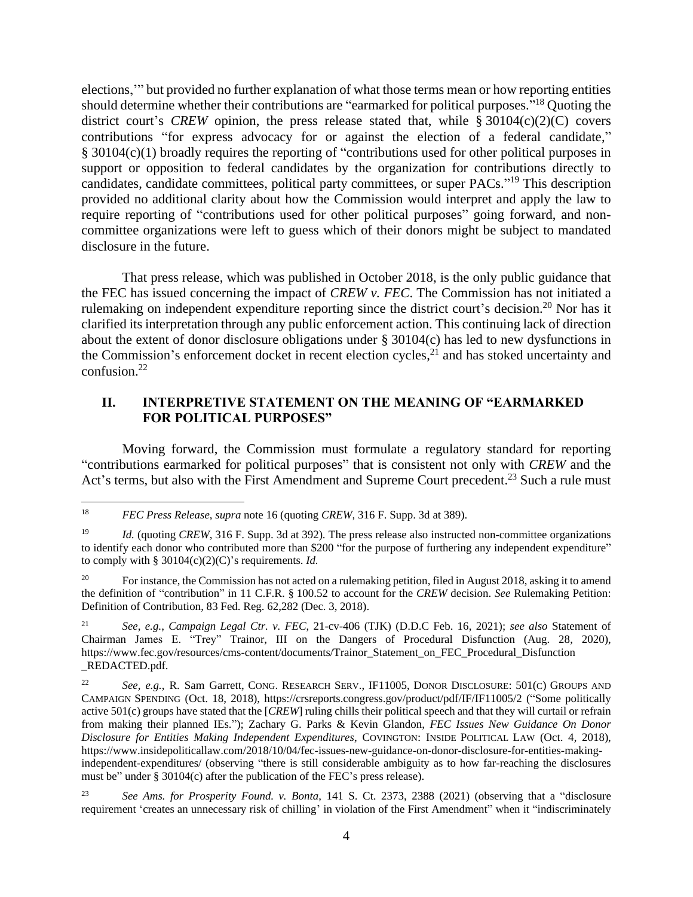elections,'" but provided no further explanation of what those terms mean or how reporting entities should determine whether their contributions are "earmarked for political purposes."[18] Quoting the district court's *CREW* opinion, the press release stated that, while § 30104(c)(2)(C) covers contributions "for express advocacy for or against the election of a federal candidate," § 30104(c)(1) broadly requires the reporting of "contributions used for other political purposes in support or opposition to federal candidates by the organization for contributions directly to candidates, candidate committees, political party committees, or super PACs."[19] This description provided no additional clarity about how the Commission would interpret and apply the law to require reporting of "contributions used for other political purposes" going forward, and non-committee organizations were left to guess which of their donors might be subject to mandated disclosure in the future.

That press release, which was published in October 2018, is the only public guidance that the FEC has issued concerning the impact of *CREW v. FEC*. The Commission has not initiated a rulemaking on independent expenditure reporting since the district court's decision.[20] Nor has it clarified its interpretation through any public enforcement action. This continuing lack of direction about the extent of donor disclosure obligations under § 30104(c) has led to new dysfunctions in the Commission's enforcement docket in recent election cycles,[21] and has stoked uncertainty and confusion.[22]

## II. INTERPRETIVE STATEMENT ON THE MEANING OF "EARMARKED FOR POLITICAL PURPOSES"

Moving forward, the Commission must formulate a regulatory standard for reporting "contributions earmarked for political purposes" that is consistent not only with *CREW* and the Act's terms, but also with the First Amendment and Supreme Court precedent.[23] Such a rule must

---

[18] *FEC Press Release*, *supra* note 16 (quoting *CREW*, 316 F. Supp. 3d at 389).

[19] *Id.* (quoting *CREW*, 316 F. Supp. 3d at 392). The press release also instructed non-committee organizations to identify each donor who contributed more than $200 "for the purpose of furthering any independent expenditure" to comply with § 30104(c)(2)(C)'s requirements. *Id.*

[20] For instance, the Commission has not acted on a rulemaking petition, filed in August 2018, asking it to amend the definition of "contribution" in 11 C.F.R. § 100.52 to account for the *CREW* decision. *See* Rulemaking Petition: Definition of Contribution, 83 Fed. Reg. 62,282 (Dec. 3, 2018).

[21] *See, e.g.*, *Campaign Legal Ctr. v. FEC*, 21-cv-406 (TJK) (D.D.C Feb. 16, 2021); *see also* Statement of Chairman James E. "Trey" Trainor, III on the Dangers of Procedural Disfunction (Aug. 28, 2020), https://www.fec.gov/resources/cms-content/documents/Trainor_Statement_on_FEC_Procedural_Disfunction_REDACTED.pdf.

[22] *See, e.g.*, R. Sam Garrett, CONG. RESEARCH SERV., IF11005, DONOR DISCLOSURE: 501(C) GROUPS AND CAMPAIGN SPENDING (Oct. 18, 2018), https://crsreports.congress.gov/product/pdf/IF/IF11005/2 ("Some politically active 501(c) groups have stated that the [*CREW*] ruling chills their political speech and that they will curtail or refrain from making their planned IEs."); Zachary G. Parks & Kevin Glandon, *FEC Issues New Guidance On Donor Disclosure for Entities Making Independent Expenditures*, COVINGTON: INSIDE POLITICAL LAW (Oct. 4, 2018), https://www.insidepoliticallaw.com/2018/10/04/fec-issues-new-guidance-on-donor-disclosure-for-entities-making-independent-expenditures/ (observing "there is still considerable ambiguity as to how far-reaching the disclosures must be" under § 30104(c) after the publication of the FEC's press release).

[23] *See Ams. for Prosperity Found. v. Bonta*, 141 S. Ct. 2373, 2388 (2021) (observing that a "disclosure requirement 'creates an unnecessary risk of chilling' in violation of the First Amendment" when it "indiscriminately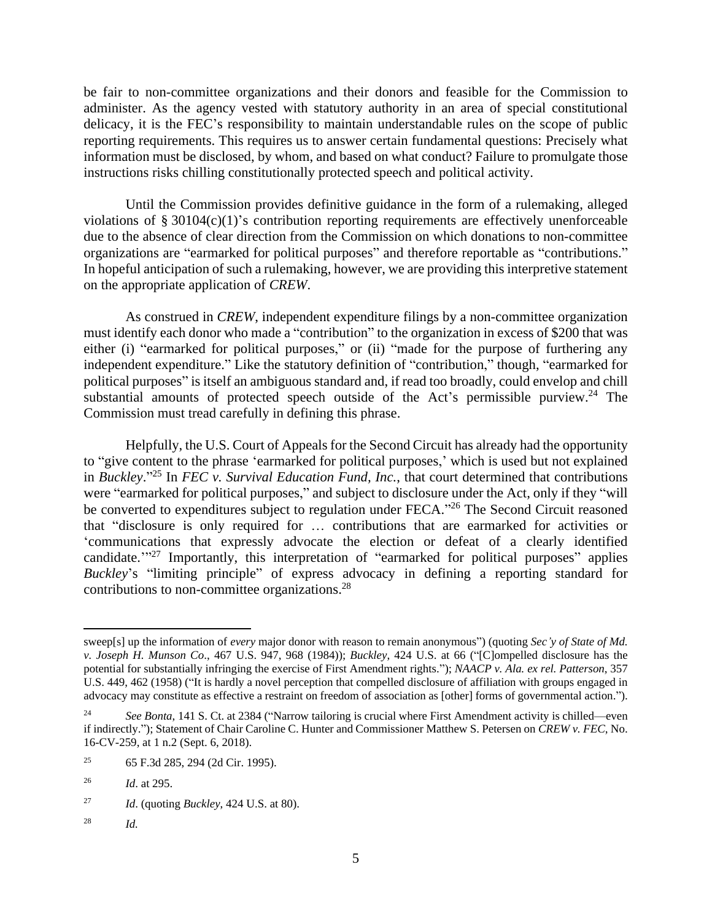be fair to non-committee organizations and their donors and feasible for the Commission to administer. As the agency vested with statutory authority in an area of special constitutional delicacy, it is the FEC's responsibility to maintain understandable rules on the scope of public reporting requirements. This requires us to answer certain fundamental questions: Precisely what information must be disclosed, by whom, and based on what conduct? Failure to promulgate those instructions risks chilling constitutionally protected speech and political activity.

Until the Commission provides definitive guidance in the form of a rulemaking, alleged violations of § 30104(c)(1)'s contribution reporting requirements are effectively unenforceable due to the absence of clear direction from the Commission on which donations to non-committee organizations are "earmarked for political purposes" and therefore reportable as "contributions." In hopeful anticipation of such a rulemaking, however, we are providing this interpretive statement on the appropriate application of *CREW*.

As construed in *CREW*, independent expenditure filings by a non-committee organization must identify each donor who made a "contribution" to the organization in excess of $200 that was either (i) "earmarked for political purposes," or (ii) "made for the purpose of furthering any independent expenditure." Like the statutory definition of "contribution," though, "earmarked for political purposes" is itself an ambiguous standard and, if read too broadly, could envelop and chill substantial amounts of protected speech outside of the Act's permissible purview.[24] The Commission must tread carefully in defining this phrase.

Helpfully, the U.S. Court of Appeals for the Second Circuit has already had the opportunity to "give content to the phrase 'earmarked for political purposes,' which is used but not explained in *Buckley*."[25] In *FEC v. Survival Education Fund, Inc.*, that court determined that contributions were "earmarked for political purposes," and subject to disclosure under the Act, only if they "will be converted to expenditures subject to regulation under FECA."[26] The Second Circuit reasoned that "disclosure is only required for … contributions that are earmarked for activities or 'communications that expressly advocate the election or defeat of a clearly identified candidate.'"[27] Importantly, this interpretation of "earmarked for political purposes" applies *Buckley*'s "limiting principle" of express advocacy in defining a reporting standard for contributions to non-committee organizations.[28]

---

sweep[s] up the information of *every* major donor with reason to remain anonymous") (quoting *Sec'y of State of Md. v. Joseph H. Munson Co*., 467 U.S. 947, 968 (1984)); *Buckley*, 424 U.S. at 66 ("[C]ompelled disclosure has the potential for substantially infringing the exercise of First Amendment rights."); *NAACP v. Ala. ex rel. Patterson*, 357 U.S. 449, 462 (1958) ("It is hardly a novel perception that compelled disclosure of affiliation with groups engaged in advocacy may constitute as effective a restraint on freedom of association as [other] forms of governmental action.").

[24] *See Bonta*, 141 S. Ct. at 2384 ("Narrow tailoring is crucial where First Amendment activity is chilled—even if indirectly."); Statement of Chair Caroline C. Hunter and Commissioner Matthew S. Petersen on *CREW v. FEC*, No. 16-CV-259, at 1 n.2 (Sept. 6, 2018).

[25] 65 F.3d 285, 294 (2d Cir. 1995).

[26] *Id*. at 295.

[27] *Id*. (quoting *Buckley*, 424 U.S. at 80).

[28] *Id.*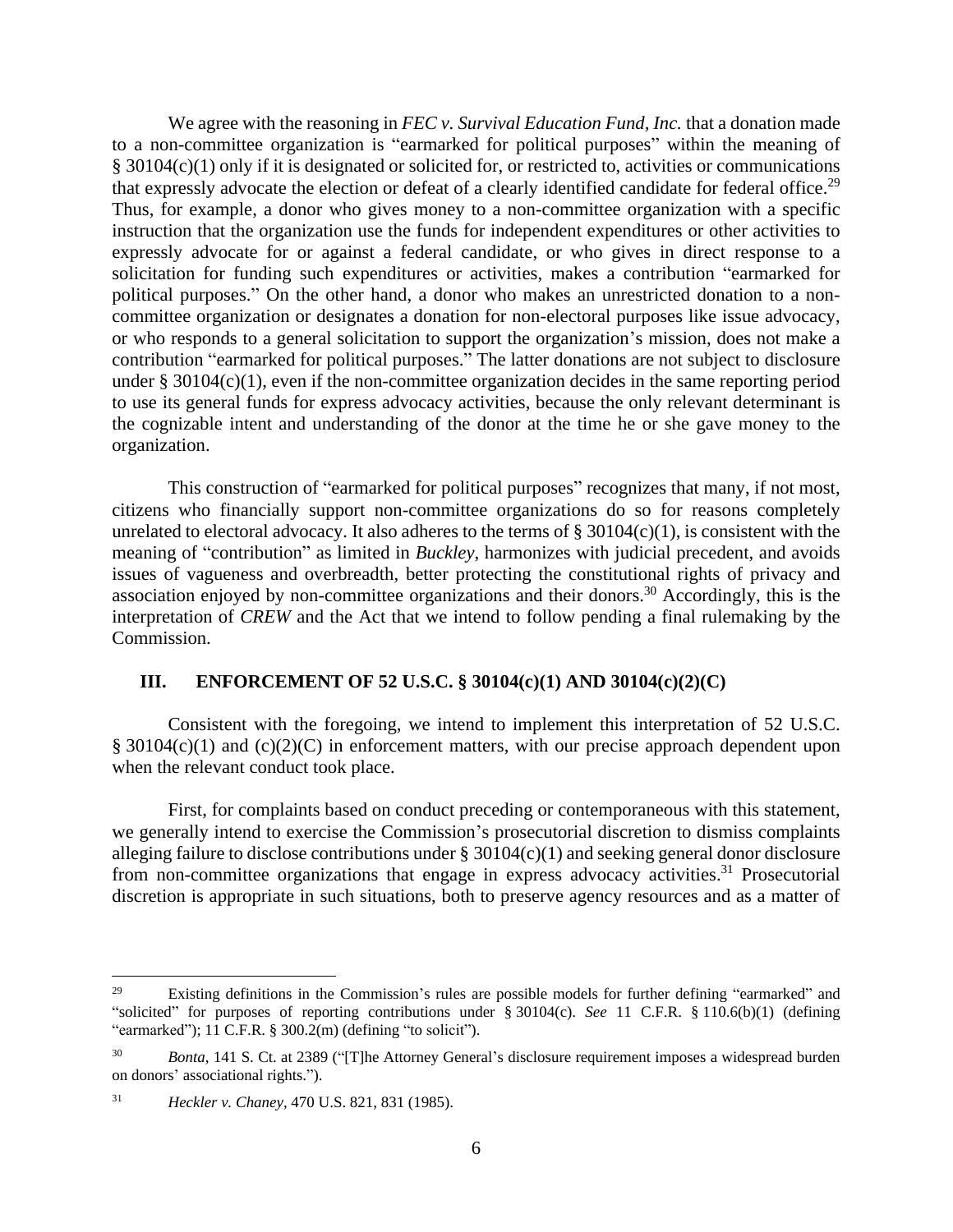We agree with the reasoning in *FEC v. Survival Education Fund, Inc.* that a donation made to a non-committee organization is "earmarked for political purposes" within the meaning of § 30104(c)(1) only if it is designated or solicited for, or restricted to, activities or communications that expressly advocate the election or defeat of a clearly identified candidate for federal office.[29] Thus, for example, a donor who gives money to a non-committee organization with a specific instruction that the organization use the funds for independent expenditures or other activities to expressly advocate for or against a federal candidate, or who gives in direct response to a solicitation for funding such expenditures or activities, makes a contribution "earmarked for political purposes." On the other hand, a donor who makes an unrestricted donation to a non-committee organization or designates a donation for non-electoral purposes like issue advocacy, or who responds to a general solicitation to support the organization's mission, does not make a contribution "earmarked for political purposes." The latter donations are not subject to disclosure under § 30104(c)(1), even if the non-committee organization decides in the same reporting period to use its general funds for express advocacy activities, because the only relevant determinant is the cognizable intent and understanding of the donor at the time he or she gave money to the organization.

This construction of "earmarked for political purposes" recognizes that many, if not most, citizens who financially support non-committee organizations do so for reasons completely unrelated to electoral advocacy. It also adheres to the terms of § 30104(c)(1), is consistent with the meaning of "contribution" as limited in *Buckley*, harmonizes with judicial precedent, and avoids issues of vagueness and overbreadth, better protecting the constitutional rights of privacy and association enjoyed by non-committee organizations and their donors.[30] Accordingly, this is the interpretation of *CREW* and the Act that we intend to follow pending a final rulemaking by the Commission.

## III. ENFORCEMENT OF 52 U.S.C. § 30104(c)(1) AND 30104(c)(2)(C)

Consistent with the foregoing, we intend to implement this interpretation of 52 U.S.C. § 30104(c)(1) and (c)(2)(C) in enforcement matters, with our precise approach dependent upon when the relevant conduct took place.

First, for complaints based on conduct preceding or contemporaneous with this statement, we generally intend to exercise the Commission's prosecutorial discretion to dismiss complaints alleging failure to disclose contributions under § 30104(c)(1) and seeking general donor disclosure from non-committee organizations that engage in express advocacy activities.[31] Prosecutorial discretion is appropriate in such situations, both to preserve agency resources and as a matter of

---

[29] Existing definitions in the Commission's rules are possible models for further defining "earmarked" and "solicited" for purposes of reporting contributions under § 30104(c). *See* 11 C.F.R. § 110.6(b)(1) (defining "earmarked"); 11 C.F.R. § 300.2(m) (defining "to solicit").

[30] *Bonta*, 141 S. Ct. at 2389 ("[T]he Attorney General's disclosure requirement imposes a widespread burden on donors' associational rights.").

[31] *Heckler v. Chaney*, 470 U.S. 821, 831 (1985).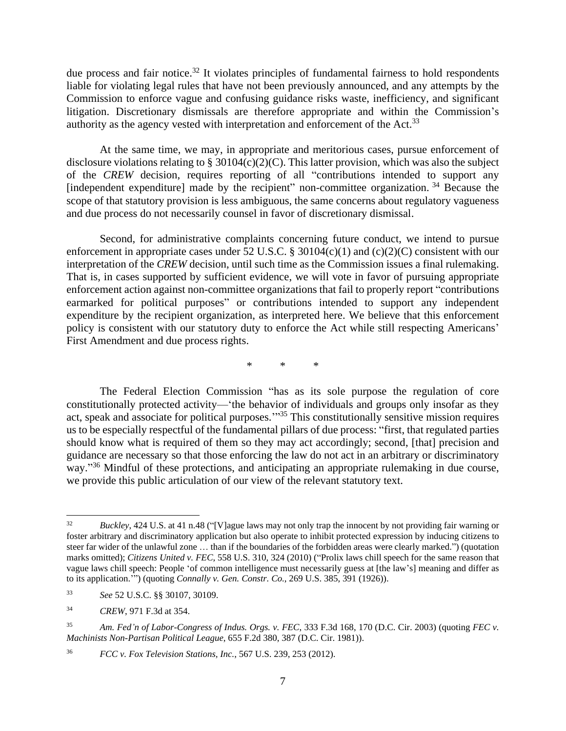due process and fair notice.[32] It violates principles of fundamental fairness to hold respondents liable for violating legal rules that have not been previously announced, and any attempts by the Commission to enforce vague and confusing guidance risks waste, inefficiency, and significant litigation. Discretionary dismissals are therefore appropriate and within the Commission's authority as the agency vested with interpretation and enforcement of the Act.[33]

At the same time, we may, in appropriate and meritorious cases, pursue enforcement of disclosure violations relating to § 30104(c)(2)(C). This latter provision, which was also the subject of the *CREW* decision, requires reporting of all "contributions intended to support any [independent expenditure] made by the recipient" non-committee organization.[34] Because the scope of that statutory provision is less ambiguous, the same concerns about regulatory vagueness and due process do not necessarily counsel in favor of discretionary dismissal.

Second, for administrative complaints concerning future conduct, we intend to pursue enforcement in appropriate cases under 52 U.S.C. § 30104(c)(1) and (c)(2)(C) consistent with our interpretation of the *CREW* decision, until such time as the Commission issues a final rulemaking. That is, in cases supported by sufficient evidence, we will vote in favor of pursuing appropriate enforcement action against non-committee organizations that fail to properly report "contributions earmarked for political purposes" or contributions intended to support any independent expenditure by the recipient organization, as interpreted here. We believe that this enforcement policy is consistent with our statutory duty to enforce the Act while still respecting Americans' First Amendment and due process rights.

\*   \*   \*

The Federal Election Commission "has as its sole purpose the regulation of core constitutionally protected activity—'the behavior of individuals and groups only insofar as they act, speak and associate for political purposes.'"[35] This constitutionally sensitive mission requires us to be especially respectful of the fundamental pillars of due process: "first, that regulated parties should know what is required of them so they may act accordingly; second, [that] precision and guidance are necessary so that those enforcing the law do not act in an arbitrary or discriminatory way."[36] Mindful of these protections, and anticipating an appropriate rulemaking in due course, we provide this public articulation of our view of the relevant statutory text.

---

[32] *Buckley*, 424 U.S. at 41 n.48 ("[V]ague laws may not only trap the innocent by not providing fair warning or foster arbitrary and discriminatory application but also operate to inhibit protected expression by inducing citizens to steer far wider of the unlawful zone … than if the boundaries of the forbidden areas were clearly marked.") (quotation marks omitted); *Citizens United v. FEC*, 558 U.S. 310, 324 (2010) ("Prolix laws chill speech for the same reason that vague laws chill speech: People 'of common intelligence must necessarily guess at [the law's] meaning and differ as to its application.'") (quoting *Connally v. Gen. Constr. Co.*, 269 U.S. 385, 391 (1926)).

[33] *See* 52 U.S.C. §§ 30107, 30109.

[34] *CREW*, 971 F.3d at 354.

[35] *Am. Fed'n of Labor-Congress of Indus. Orgs. v. FEC*, 333 F.3d 168, 170 (D.C. Cir. 2003) (quoting *FEC v. Machinists Non-Partisan Political League*, 655 F.2d 380, 387 (D.C. Cir. 1981)).

[36] *FCC v. Fox Television Stations, Inc.*, 567 U.S. 239, 253 (2012).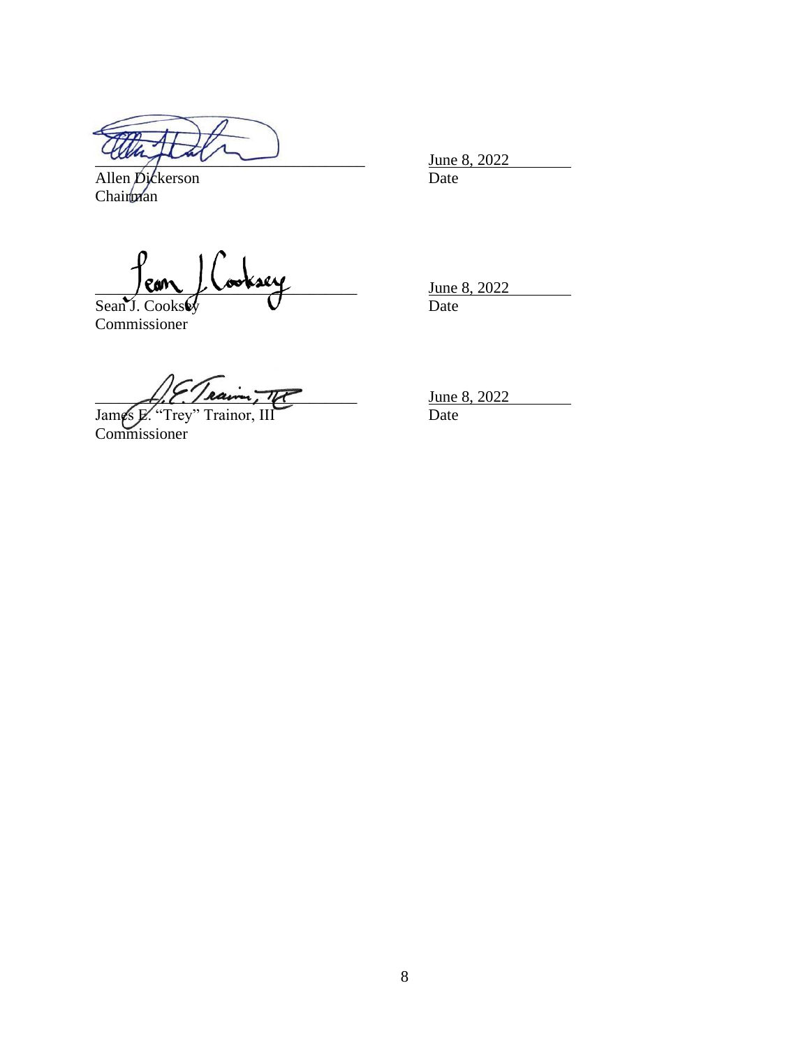\_\_\_\_\_\_\_\_\_\_\_\_\_\_\_\_\_\_\_\_\_\_\_\_\_\_\_\_\_\_\_\_\_\_\_\_\_\_ June 8, 2022
Allen Dickerson Date
Chairman

\_\_\_\_\_\_\_\_\_\_\_\_\_\_\_\_\_\_\_\_\_\_\_\_\_\_\_\_\_\_\_\_\_\_\_\_\_\_ June 8, 2022
Sean J. Cooksey Date
Commissioner

\_\_\_\_\_\_\_\_\_\_\_\_\_\_\_\_\_\_\_\_\_\_\_\_\_\_\_\_\_\_\_\_\_\_\_\_\_\_ June 8, 2022
James E. "Trey" Trainor, III Date
Commissioner